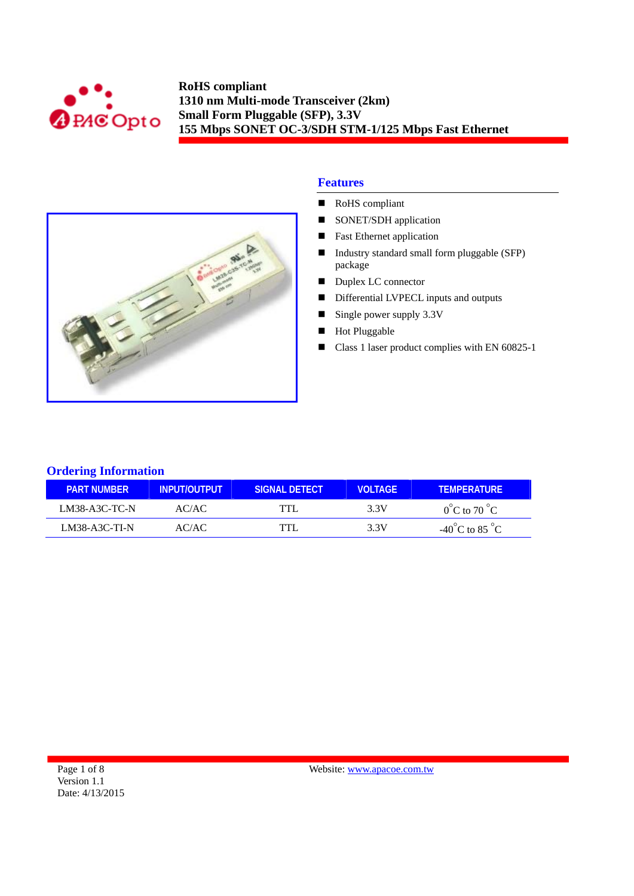**RoHS compliant**
**1310 nm Multi-mode Transceiver (2km)**
**Small Form Pluggable (SFP), 3.3V**
**155 Mbps SONET OC-3/SDH STM-1/125 Mbps Fast Ethernet**

## Features

- RoHS compliant
- SONET/SDH application
- Fast Ethernet application
- Industry standard small form pluggable (SFP) package
- Duplex LC connector
- Differential LVPECL inputs and outputs
- Single power supply 3.3V
- Hot Pluggable
- Class 1 laser product complies with EN 60825-1

## Ordering Information

| PART NUMBER | INPUT/OUTPUT | SIGNAL DETECT | VOLTAGE | TEMPERATURE |
|---|---|---|---|---|
| LM38-A3C-TC-N | AC/AC | TTL | 3.3V | $0^{\circ}$C to 70 $^{\circ}$C |
| LM38-A3C-TI-N | AC/AC | TTL | 3.3V | -40$^{\circ}$C to 85 $^{\circ}$C |

Version 1.1
Date: 4/13/2015

Website: www.apacoe.com.tw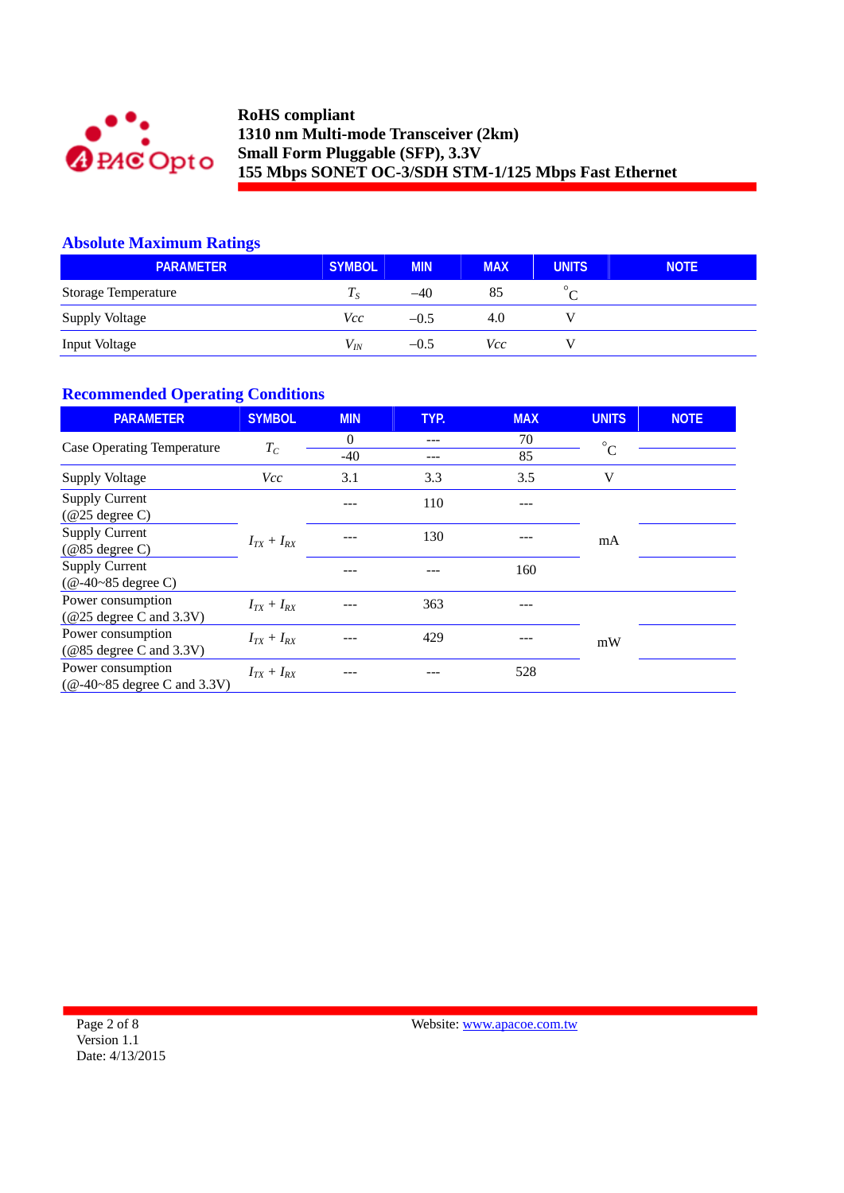**RoHS compliant**
**1310 nm Multi-mode Transceiver (2km)**
**Small Form Pluggable (SFP), 3.3V**
**155 Mbps SONET OC-3/SDH STM-1/125 Mbps Fast Ethernet**

## Absolute Maximum Ratings

| PARAMETER | SYMBOL | MIN | MAX | UNITS | NOTE |
|---|---|---|---|---|---|
| Storage Temperature | $T_S$ | –40 | 85 | °C | |
| Supply Voltage | *Vcc* | –0.5 | 4.0 | V | |
| Input Voltage | $V_{IN}$ | –0.5 | *Vcc* | V | |

## Recommended Operating Conditions

| PARAMETER | SYMBOL | MIN | TYP. | MAX | UNITS | NOTE |
|---|---|---|---|---|---|---|
| Case Operating Temperature | $T_C$ | 0 | --- | 70 | °C | |
| | | -40 | --- | 85 | | |
| Supply Voltage | *Vcc* | 3.1 | 3.3 | 3.5 | V | |
| Supply Current (@25 degree C) | $I_{TX} + I_{RX}$ | --- | 110 | --- | mA | |
| Supply Current (@85 degree C) | | --- | 130 | --- | | |
| Supply Current (@-40~85 degree C) | | --- | --- | 160 | | |
| Power consumption (@25 degree C and 3.3V) | $I_{TX} + I_{RX}$ | --- | 363 | --- | mW | |
| Power consumption (@85 degree C and 3.3V) | $I_{TX} + I_{RX}$ | --- | 429 | --- | | |
| Power consumption (@-40~85 degree C and 3.3V) | $I_{TX} + I_{RX}$ | --- | --- | 528 | | |

Website: www.apacoe.com.tw
Version 1.1
Date: 4/13/2015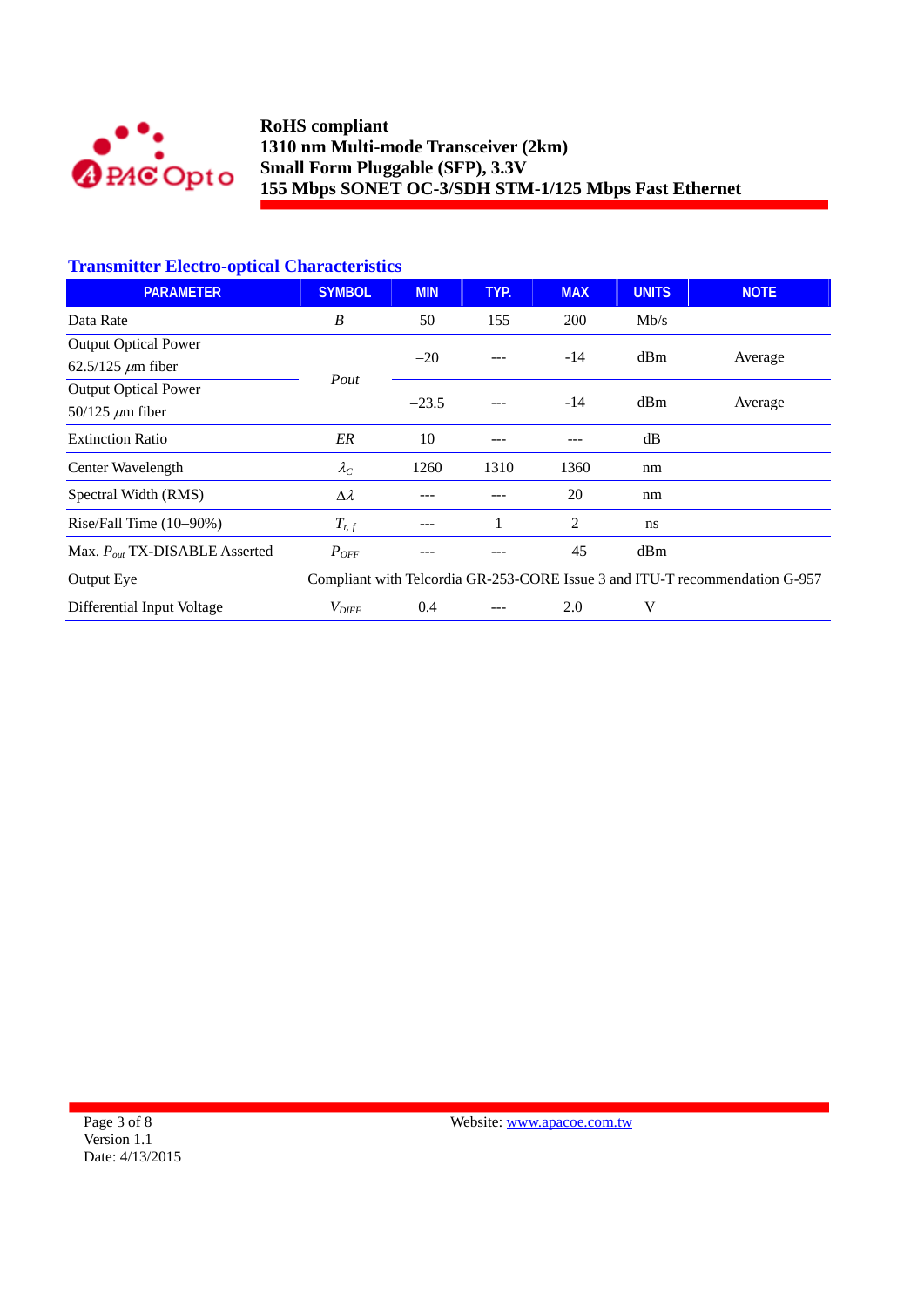## Transmitter Electro-optical Characteristics

| PARAMETER | SYMBOL | MIN | TYP. | MAX | UNITS | NOTE |
|---|---|---|---|---|---|---|
| Data Rate | *B* | 50 | 155 | 200 | Mb/s | |
| Output Optical Power 62.5/125 $\mu$m fiber | *Pout* | –20 | --- | -14 | dBm | Average |
| Output Optical Power 50/125 $\mu$m fiber | | –23.5 | --- | -14 | dBm | Average |
| Extinction Ratio | *ER* | 10 | --- | --- | dB | |
| Center Wavelength | $\lambda_C$ | 1260 | 1310 | 1360 | nm | |
| Spectral Width (RMS) | $\Delta\lambda$ | --- | --- | 20 | nm | |
| Rise/Fall Time (10–90%) | $T_{r,\ f}$ | --- | 1 | 2 | ns | |
| Max. $P_{out}$ TX-DISABLE Asserted | $P_{OFF}$ | --- | --- | –45 | dBm | |
| Output Eye | Compliant with Telcordia GR-253-CORE Issue 3 and ITU-T recommendation G-957 | | | | | |
| Differential Input Voltage | $V_{DIFF}$ | 0.4 | --- | 2.0 | V | |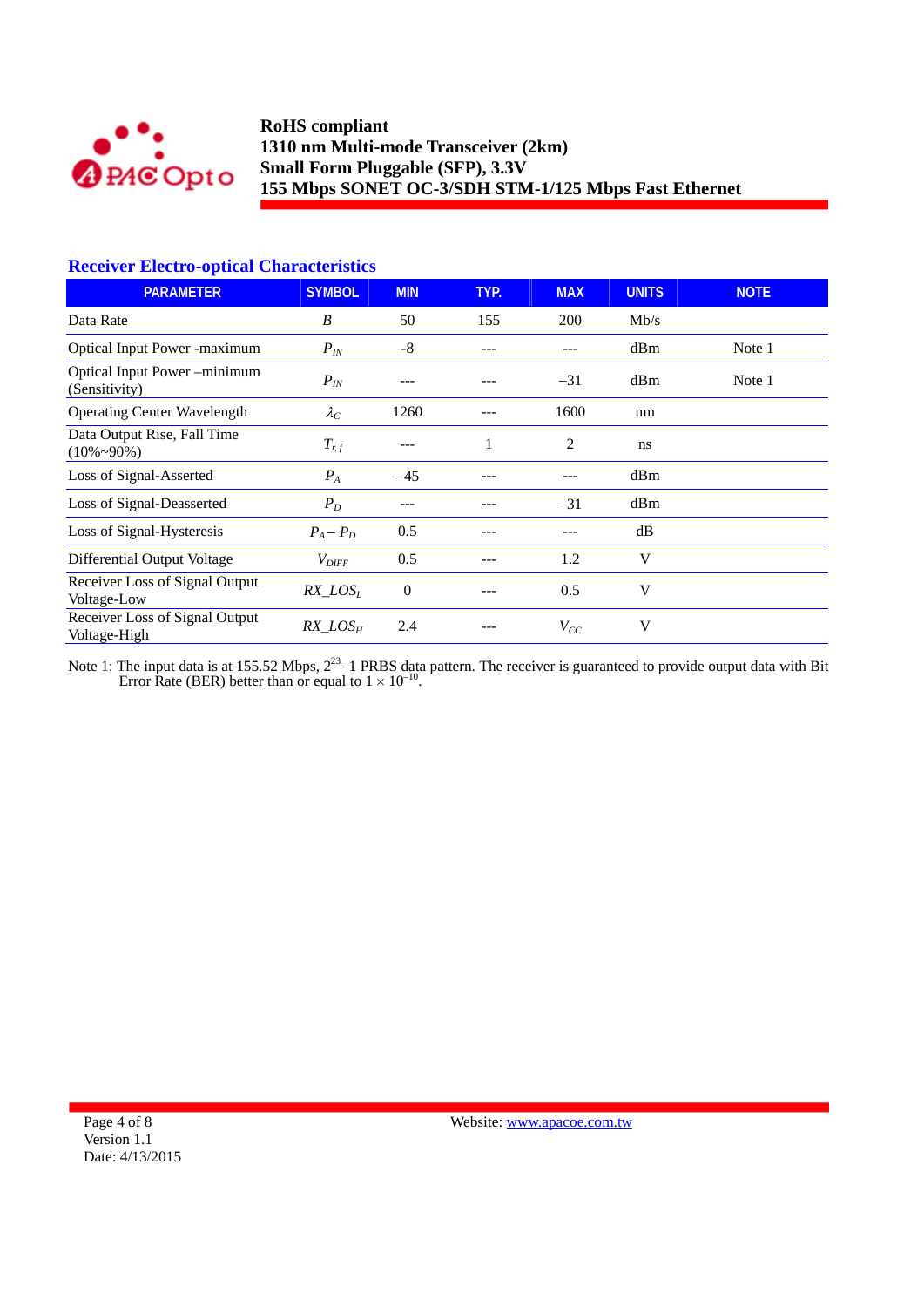## Receiver Electro-optical Characteristics

| PARAMETER | SYMBOL | MIN | TYP. | MAX | UNITS | NOTE |
|---|---|---|---|---|---|---|
| Data Rate | $B$ | 50 | 155 | 200 | Mb/s | |
| Optical Input Power -maximum | $P_{IN}$ | -8 | --- | --- | dBm | Note 1 |
| Optical Input Power –minimum (Sensitivity) | $P_{IN}$ | --- | --- | –31 | dBm | Note 1 |
| Operating Center Wavelength | $\lambda_C$ | 1260 | --- | 1600 | nm | |
| Data Output Rise, Fall Time (10%~90%) | $T_{r,f}$ | --- | 1 | 2 | ns | |
| Loss of Signal-Asserted | $P_A$ | –45 | --- | --- | dBm | |
| Loss of Signal-Deasserted | $P_D$ | --- | --- | –31 | dBm | |
| Loss of Signal-Hysteresis | $P_A - P_D$ | 0.5 | --- | --- | dB | |
| Differential Output Voltage | $V_{DIFF}$ | 0.5 | --- | 1.2 | V | |
| Receiver Loss of Signal Output Voltage-Low | $RX\_LOS_L$ | 0 | --- | 0.5 | V | |
| Receiver Loss of Signal Output Voltage-High | $RX\_LOS_H$ | 2.4 | --- | $V_{CC}$ | V | |

Note 1: The input data is at 155.52 Mbps, $2^{23}$–1 PRBS data pattern. The receiver is guaranteed to provide output data with Bit Error Rate (BER) better than or equal to $1 \times 10^{-10}$.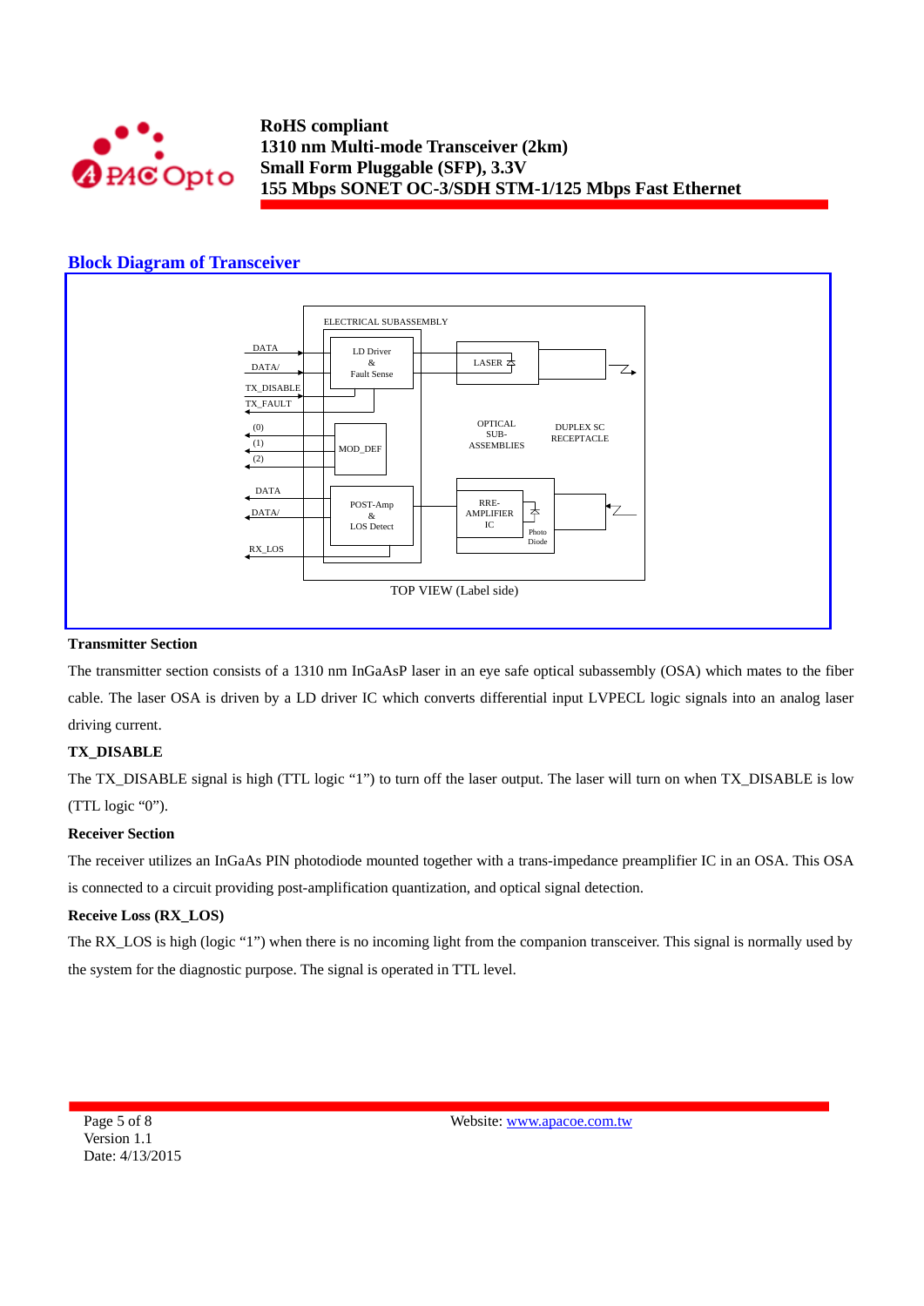## Block Diagram of Transceiver

ELECTRICAL SUBASSEMBLY

DATA
DATA/
TX_DISABLE
TX_FAULT
(0)
(1)
(2)
DATA
DATA/
RX_LOS

LD Driver & Fault Sense

LASER

MOD_DEF

OPTICAL SUB-ASSEMBLIES

DUPLEX SC RECEPTACLE

POST-Amp & LOS Detect

RRE-AMPLIFIER IC

Photo Diode

TOP VIEW (Label side)

**Transmitter Section**

The transmitter section consists of a 1310 nm InGaAsP laser in an eye safe optical subassembly (OSA) which mates to the fiber cable. The laser OSA is driven by a LD driver IC which converts differential input LVPECL logic signals into an analog laser driving current.

**TX_DISABLE**

The TX_DISABLE signal is high (TTL logic "1") to turn off the laser output. The laser will turn on when TX_DISABLE is low (TTL logic "0").

**Receiver Section**

The receiver utilizes an InGaAs PIN photodiode mounted together with a trans-impedance preamplifier IC in an OSA. This OSA is connected to a circuit providing post-amplification quantization, and optical signal detection.

**Receive Loss (RX_LOS)**

The RX_LOS is high (logic "1") when there is no incoming light from the companion transceiver. This signal is normally used by the system for the diagnostic purpose. The signal is operated in TTL level.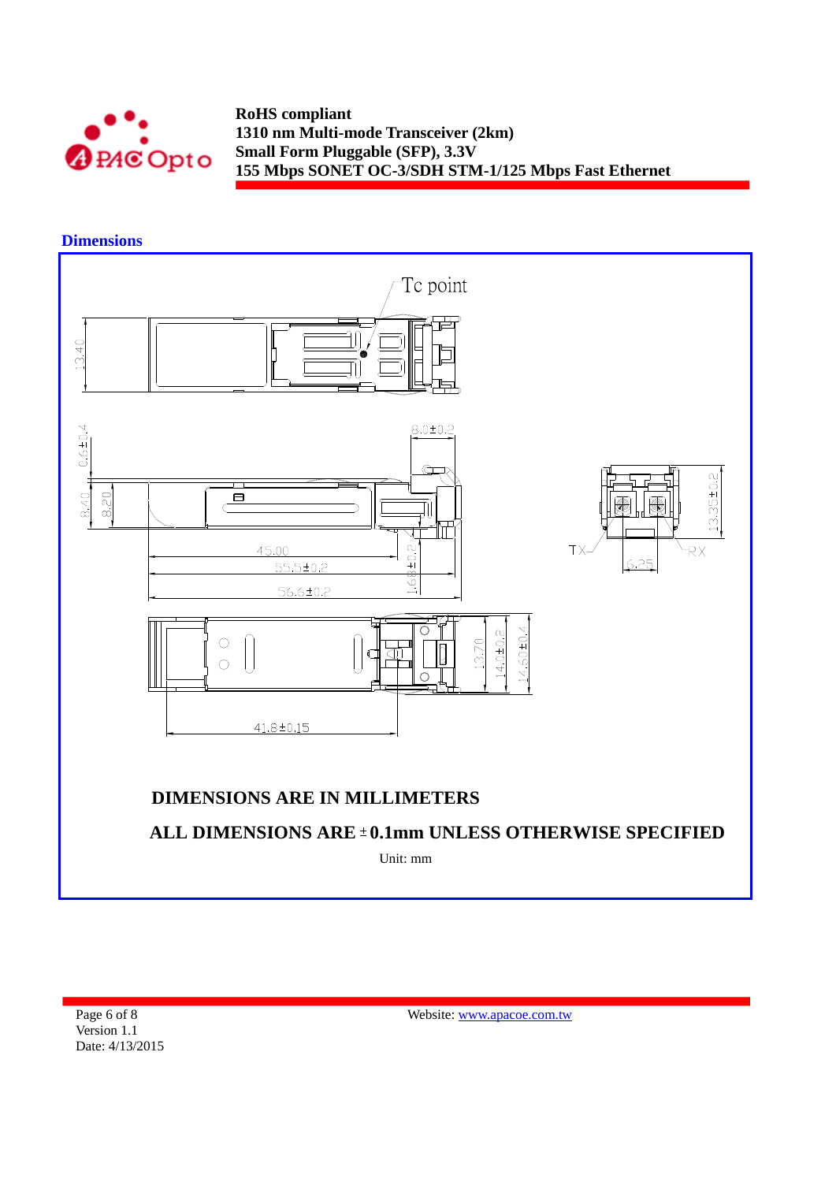## Dimensions

DIMENSIONS ARE IN MILLIMETERS

ALL DIMENSIONS ARE ±0.1mm UNLESS OTHERWISE SPECIFIED

Unit: mm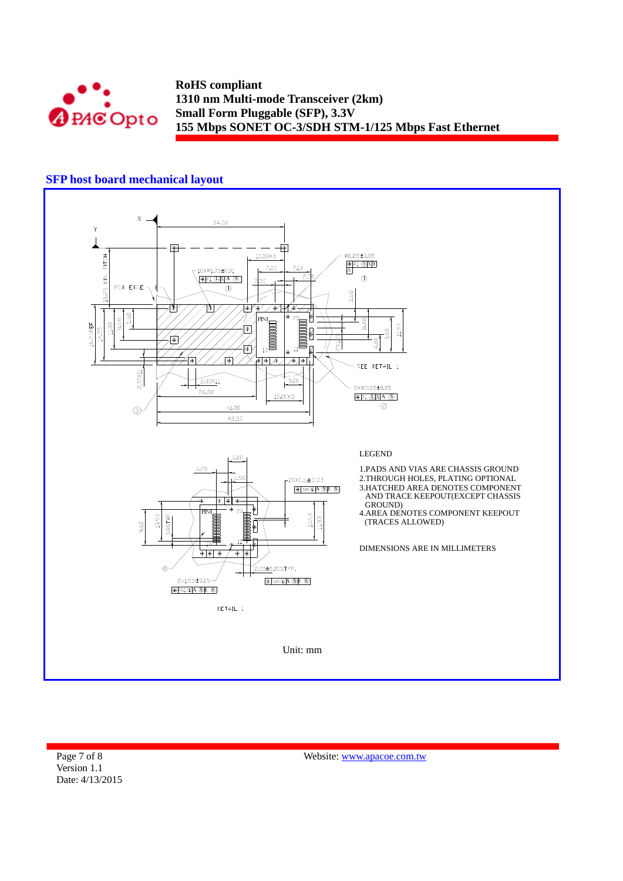## SFP host board mechanical layout

LEGEND

1. PADS AND VIAS ARE CHASSIS GROUND
2. THROUGH HOLES, PLATING OPTIONAL
3. HATCHED AREA DENOTES COMPONENT AND TRACE KEEPOUT(EXCEPT CHASSIS GROUND)
4. AREA DENOTES COMPONENT KEEPOUT (TRACES ALLOWED)

DIMENSIONS ARE IN MILLIMETERS

Unit: mm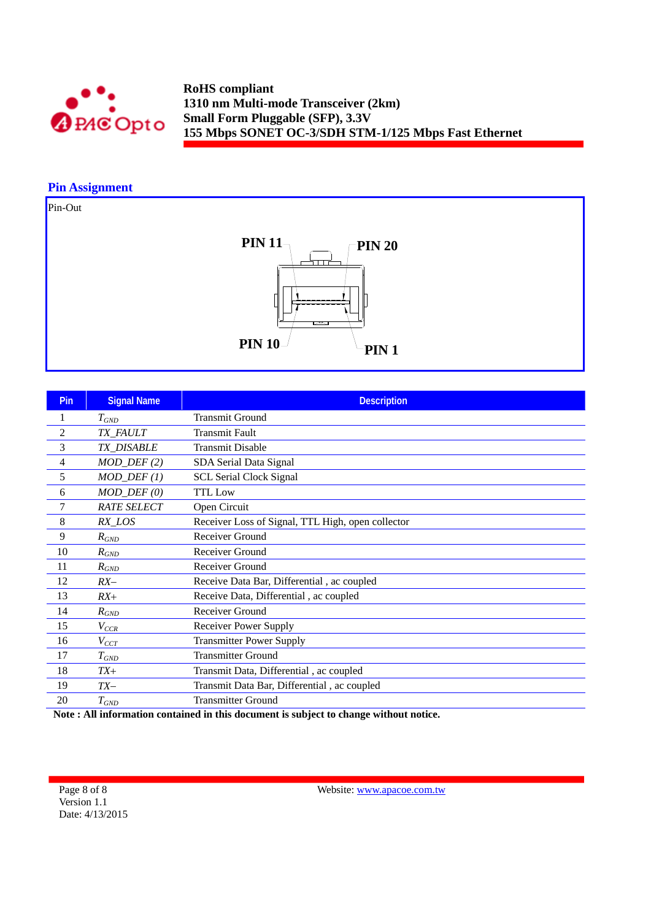## Pin Assignment

Pin-Out

PIN 11

PIN 20

PIN 10

PIN 1

| Pin | Signal Name | Description |
|---|---|---|
| 1 | $T_{GND}$ | Transmit Ground |
| 2 | *TX_FAULT* | Transmit Fault |
| 3 | *TX_DISABLE* | Transmit Disable |
| 4 | *MOD_DEF (2)* | SDA Serial Data Signal |
| 5 | *MOD_DEF (1)* | SCL Serial Clock Signal |
| 6 | *MOD_DEF (0)* | TTL Low |
| 7 | *RATE SELECT* | Open Circuit |
| 8 | *RX_LOS* | Receiver Loss of Signal, TTL High, open collector |
| 9 | $R_{GND}$ | Receiver Ground |
| 10 | $R_{GND}$ | Receiver Ground |
| 11 | $R_{GND}$ | Receiver Ground |
| 12 | *RX–* | Receive Data Bar, Differential , ac coupled |
| 13 | *RX+* | Receive Data, Differential , ac coupled |
| 14 | $R_{GND}$ | Receiver Ground |
| 15 | $V_{CCR}$ | Receiver Power Supply |
| 16 | $V_{CCT}$ | Transmitter Power Supply |
| 17 | $T_{GND}$ | Transmitter Ground |
| 18 | *TX+* | Transmit Data, Differential , ac coupled |
| 19 | *TX–* | Transmit Data Bar, Differential , ac coupled |
| 20 | $T_{GND}$ | Transmitter Ground |

**Note : All information contained in this document is subject to change without notice.**